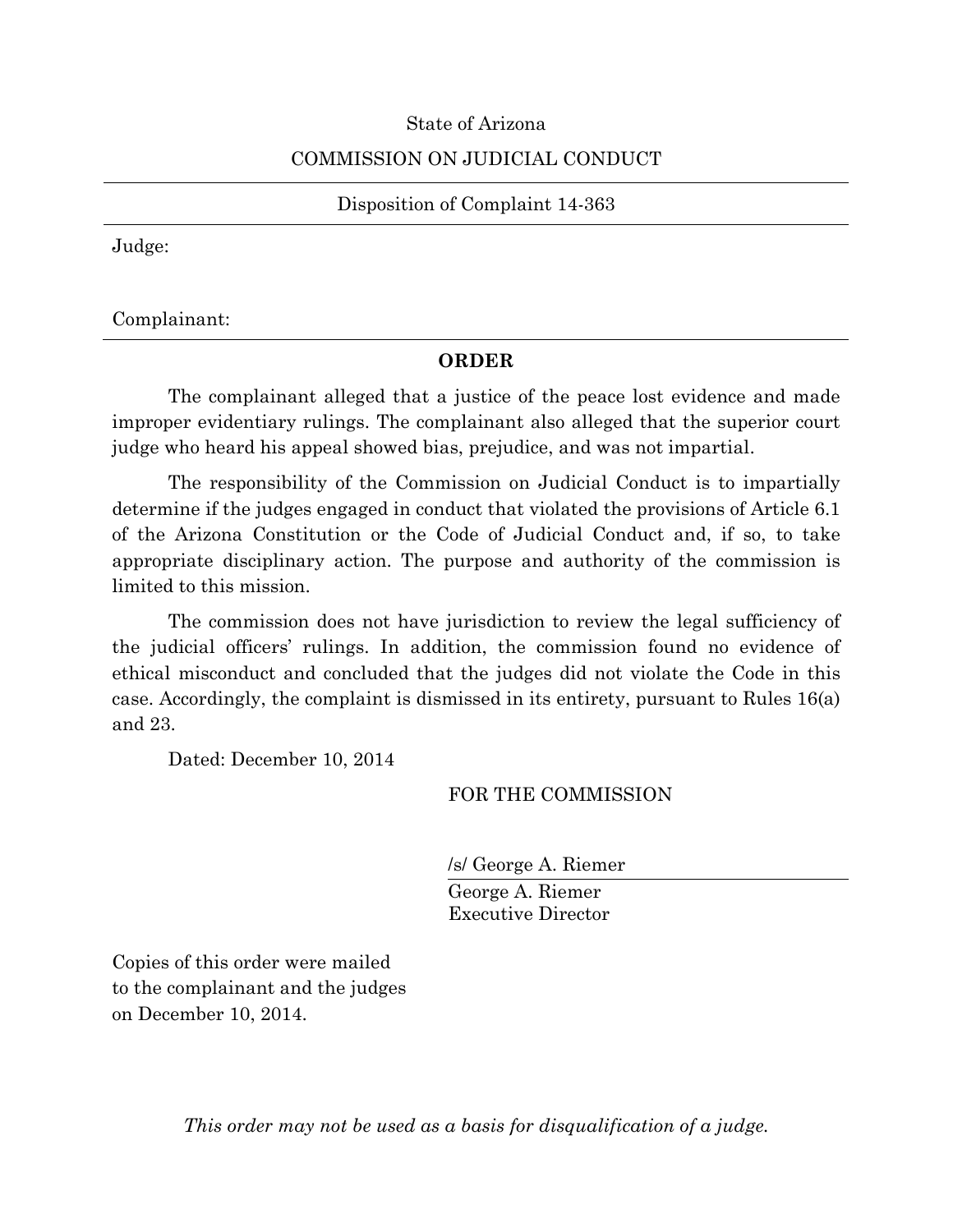State of Arizona

COMMISSION ON JUDICIAL CONDUCT

---

Disposition of Complaint 14-363

---

Judge:

Complainant:

---

**ORDER**

The complainant alleged that a justice of the peace lost evidence and made improper evidentiary rulings. The complainant also alleged that the superior court judge who heard his appeal showed bias, prejudice, and was not impartial.

The responsibility of the Commission on Judicial Conduct is to impartially determine if the judges engaged in conduct that violated the provisions of Article 6.1 of the Arizona Constitution or the Code of Judicial Conduct and, if so, to take appropriate disciplinary action. The purpose and authority of the commission is limited to this mission.

The commission does not have jurisdiction to review the legal sufficiency of the judicial officers' rulings. In addition, the commission found no evidence of ethical misconduct and concluded that the judges did not violate the Code in this case. Accordingly, the complaint is dismissed in its entirety, pursuant to Rules 16(a) and 23.

Dated: December 10, 2014

FOR THE COMMISSION

/s/ George A. Riemer

George A. Riemer
Executive Director

Copies of this order were mailed to the complainant and the judges on December 10, 2014.

*This order may not be used as a basis for disqualification of a judge.*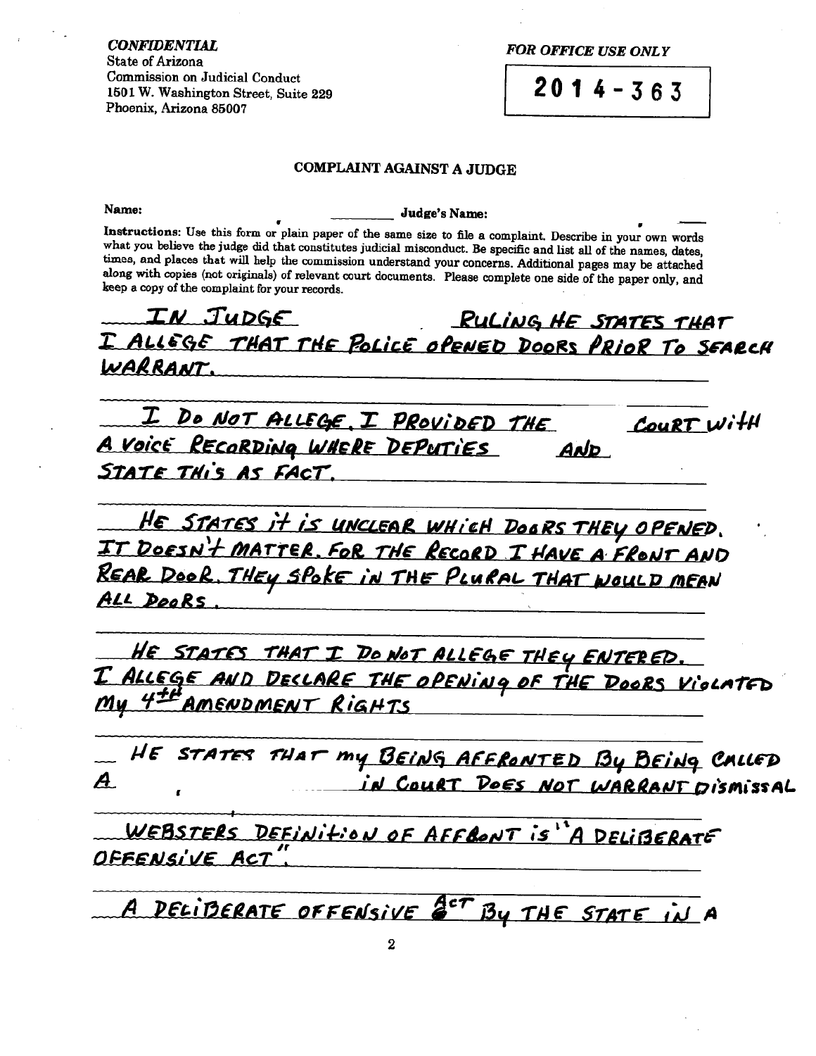*CONFIDENTIAL*
State of Arizona
Commission on Judicial Conduct
1501 W. Washington Street, Suite 229
Phoenix, Arizona 85007

*FOR OFFICE USE ONLY*

**2014-363**

## COMPLAINT AGAINST A JUDGE

**Name:** ________ **Judge's Name:** ________

**Instructions:** Use this form or plain paper of the same size to file a complaint. Describe in your own words what you believe the judge did that constitutes judicial misconduct. Be specific and list all of the names, dates, times, and places that will help the commission understand your concerns. Additional pages may be attached along with copies (not originals) of relevant court documents. Please complete one side of the paper only, and keep a copy of the complaint for your records.

IN JUDGE RULING HE STATES THAT I ALLEGE THAT THE POLICE OPENED DOORS PRIOR TO SEARCH WARRANT.

I DO NOT ALLEGE. I PROVIDED THE COURT WITH A VOICE RECORDING WHERE DEPUTIES AND STATE THIS AS FACT.

HE STATES IT IS UNCLEAR WHICH DOORS THEY OPENED. IT DOESN'T MATTER. FOR THE RECORD I HAVE A FRONT AND REAR DOOR. THEY SPOKE IN THE PLURAL THAT WOULD MEAN ALL DOORS.

HE STATES THAT I DO NOT ALLEGE THEY ENTERED. I ALLEGE AND DECLARE THE OPENING OF THE DOORS VIOLATED MY 4TH AMENDMENT RIGHTS

HE STATES THAT MY BEING AFFRONTED BY BEING CALLED A , IN COURT DOES NOT WARRANT DISMISSAL

WEBSTERS DEFINITION OF AFFRONT IS "A DELIBERATE OFFENSIVE ACT".

A DELIBERATE OFFENSIVE ACT BY THE STATE IN A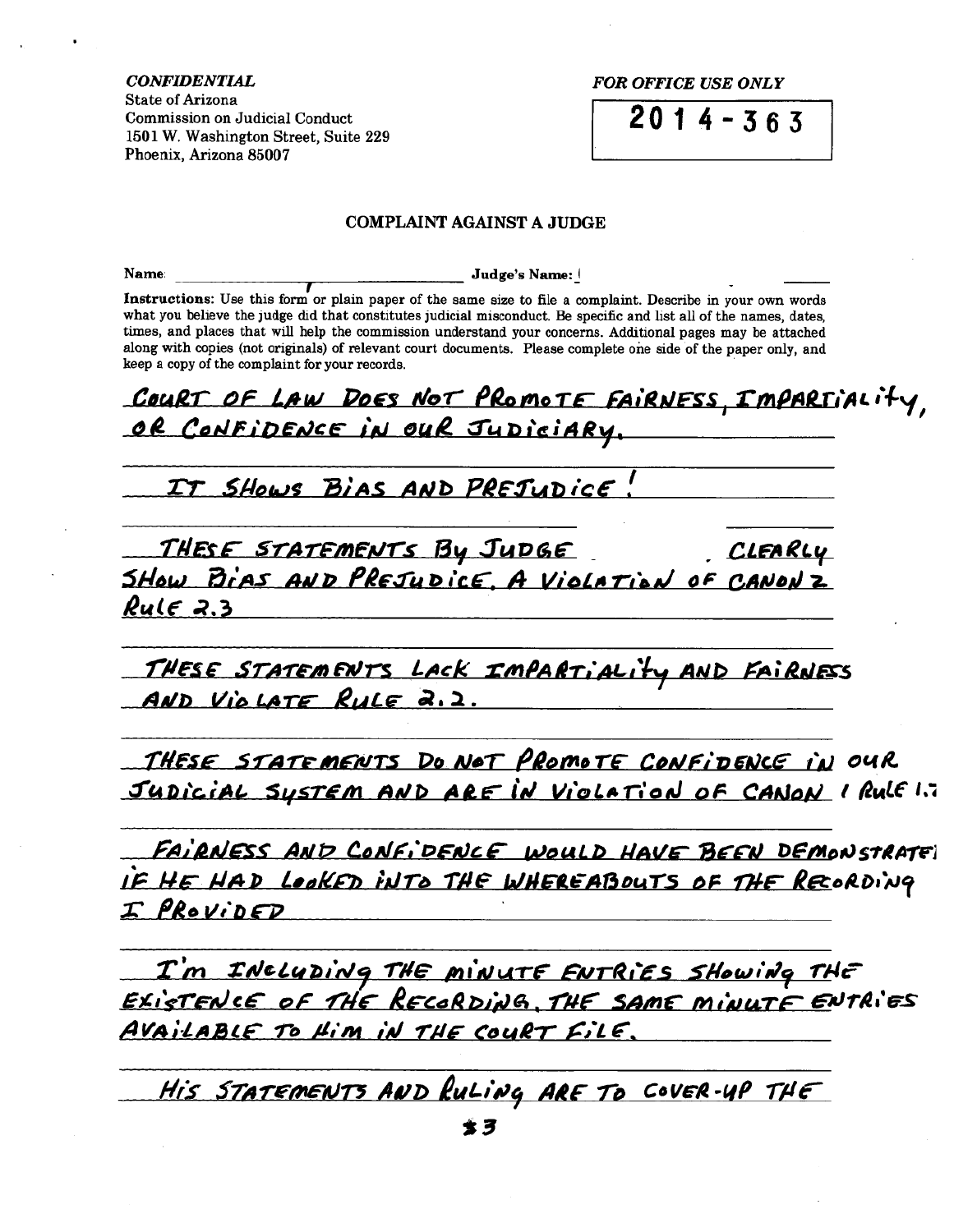*CONFIDENTIAL*
State of Arizona
Commission on Judicial Conduct
1501 W. Washington Street, Suite 229
Phoenix, Arizona 85007

*FOR OFFICE USE ONLY*

**2014-363**

## COMPLAINT AGAINST A JUDGE

**Name**: ______________________ **Judge's Name:** ______________________

**Instructions:** Use this form or plain paper of the same size to file a complaint. Describe in your own words what you believe the judge did that constitutes judicial misconduct. Be specific and list all of the names, dates, times, and places that will help the commission understand your concerns. Additional pages may be attached along with copies (not originals) of relevant court documents. Please complete one side of the paper only, and keep a copy of the complaint for your records.

COURT OF LAW DOES NOT PROMOTE FAIRNESS, IMPARTIALITY, OR CONFIDENCE IN OUR JUDICIARY.

IT SHOWS BIAS AND PREJUDICE!

THESE STATEMENTS BY JUDGE ______ CLEARLY SHOW BIAS AND PREJUDICE. A VIOLATION OF CANON 2 RULE 2.3

THESE STATEMENTS LACK IMPARTIALITY AND FAIRNESS AND VIOLATE RULE 2.2.

THESE STATEMENTS DO NOT PROMOTE CONFIDENCE IN OUR JUDICIAL SYSTEM AND ARE IN VIOLATION OF CANON 1 RULE 1.2

FAIRNESS AND CONFIDENCE WOULD HAVE BEEN DEMONSTRATED IF HE HAD LOOKED INTO THE WHEREABOUTS OF THE RECORDING I PROVIDED

I'M INCLUDING THE MINUTE ENTRIES SHOWING THE EXISTENCE OF THE RECORDING. THE SAME MINUTE ENTRIES AVAILABLE TO HIM IN THE COURT FILE.

HIS STATEMENTS AND RULING ARE TO COVER-UP THE

#3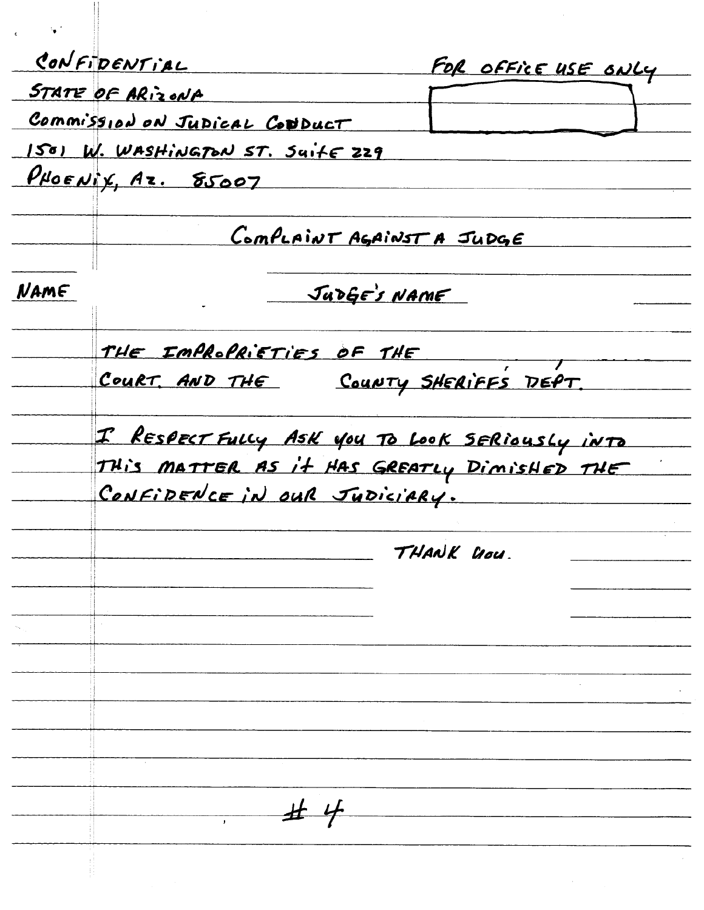CONFIDENTIAL

STATE OF ARIZONA

Commission on Judical Conduct

1501 W. Washington St. Suite 229

Phoenix, Az. 85007

FOR OFFICE USE ONLY

COMPLAINT AGAINST A JUDGE

NAME JUDGE'S NAME

THE IMPROPRIETIES OF THE , ,
COURT AND THE COUNTY SHERIFFS DEPT.

I RESPECTFULLY ASK YOU TO LOOK SERIOUSLY INTO THIS MATTER AS IT HAS GREATLY DIMISHED THE CONFIDENCE IN OUR JUDICIARY.

THANK YOU.

#4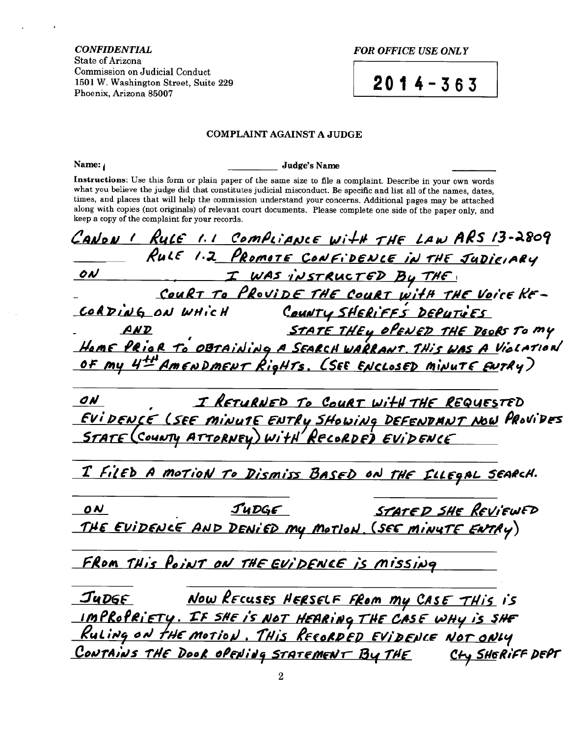*CONFIDENTIAL*
State of Arizona
Commission on Judicial Conduct
1501 W. Washington Street, Suite 229
Phoenix, Arizona 85007

*FOR OFFICE USE ONLY*

**2014-363**

## COMPLAINT AGAINST A JUDGE

**Name:** ___________ **Judge's Name** ___________

**Instructions**: Use this form or plain paper of the same size to file a complaint. Describe in your own words what you believe the judge did that constitutes judicial misconduct. Be specific and list all of the names, dates, times, and places that will help the commission understand your concerns. Additional pages may be attached along with copies (not originals) of relevant court documents. Please complete one side of the paper only, and keep a copy of the complaint for your records.

CANON 1 RULE 1.1 COMPLIANCE WITH THE LAW ARS 13-2809
RULE 1.2 PROMOTE CONFIDENCE IN THE JUDICIARY

ON I WAS INSTRUCTED BY THE COURT TO PROVIDE THE COURT WITH THE VOICE RECORDING ON WHICH COUNTY SHERIFFS DEPUTIES AND STATE THEY OPENED THE DOORS TO MY HOME PRIOR TO OBTAINING A SEARCH WARRANT. THIS WAS A VIOLATION OF MY 4TH AMENDMENT RIGHTS. (SEE ENCLOSED MINUTE ENTRY)

ON I RETURNED TO COURT WITH THE REQUESTED EVIDENCE (SEE MINUTE ENTRY SHOWING DEFENDANT NOW PROVIDES STATE (COUNTY ATTORNEY) WITH RECORDED EVIDENCE

I FILED A MOTION TO DISMISS BASED ON THE ILLEGAL SEARCH.

ON JUDGE STATED SHE REVIEWED THE EVIDENCE AND DENIED MY MOTION. (SEE MINUTE ENTRY)

FROM THIS POINT ON THE EVIDENCE IS MISSING

JUDGE NOW RECUSES HERSELF FROM MY CASE THIS IS IMPROPRIETY. IF SHE IS NOT HEARING THE CASE WHY IS SHE RULING ON THE MOTION. THIS RECORDED EVIDENCE NOT ONLY CONTAINS THE DOOR OPENING STATEMENT BY THE CTY SHERIFF DEPT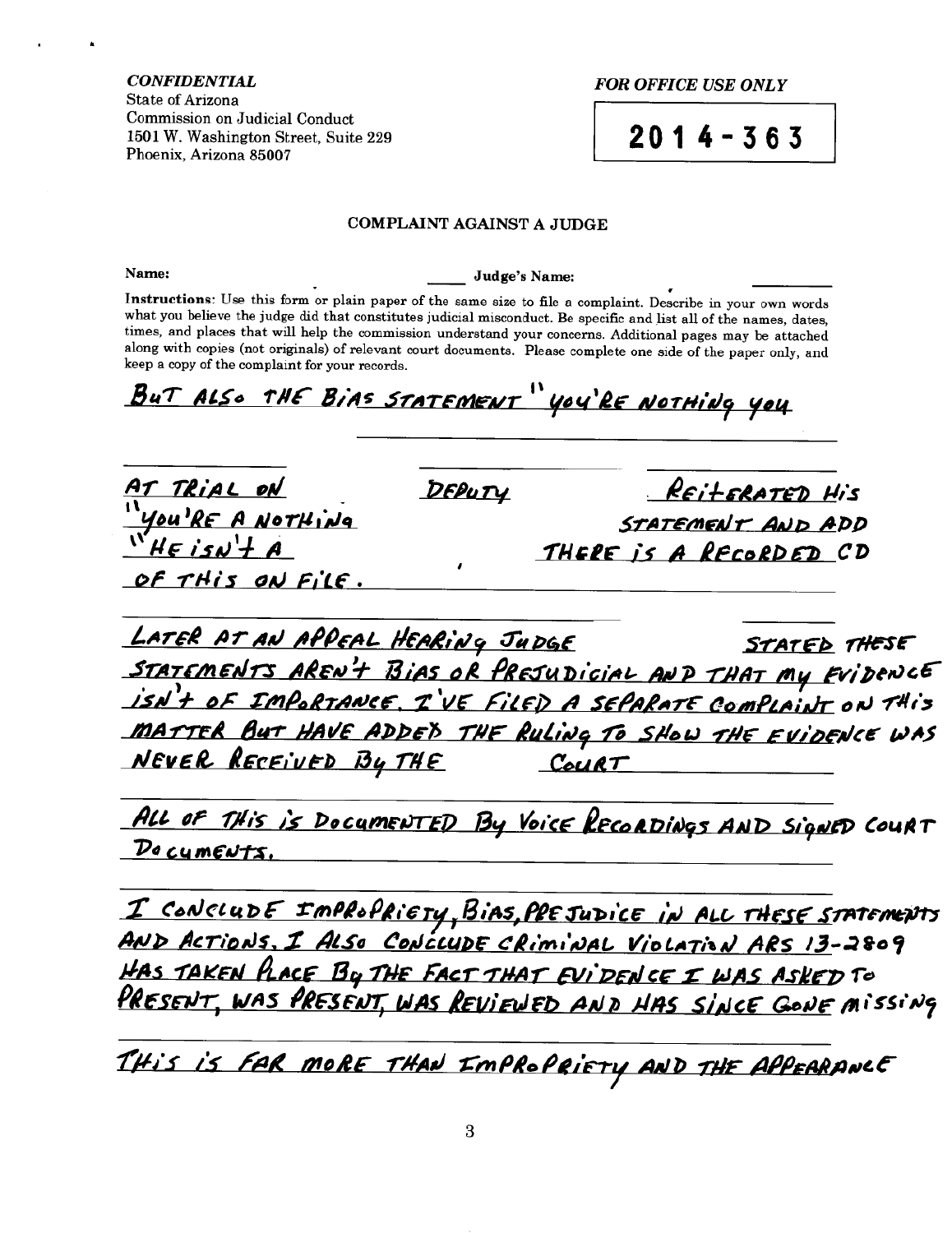*CONFIDENTIAL*
State of Arizona
Commission on Judicial Conduct
1501 W. Washington Street, Suite 229
Phoenix, Arizona 85007

*FOR OFFICE USE ONLY*

**2014-363**

COMPLAINT AGAINST A JUDGE

**Name:** \_\_\_\_\_ **Judge's Name:** \_\_\_\_\_

**Instructions**: Use this form or plain paper of the same size to file a complaint. Describe in your own words what you believe the judge did that constitutes judicial misconduct. Be specific and list all of the names, dates, times, and places that will help the commission understand your concerns. Additional pages may be attached along with copies (not originals) of relevant court documents. Please complete one side of the paper only, and keep a copy of the complaint for your records.

BUT ALSO THE BIAS STATEMENT "YOU'RE NOTHING YOU

AT TRIAL ON DEPUTY REITERATED HIS "YOU'RE A NOTHING STATEMENT AND ADD "HE ISN'T A THERE IS A RECORDED CD OF THIS ON FILE.

LATER AT AN APPEAL HEARING JUDGE STATED THESE STATEMENTS AREN'T BIAS OR PREJUDICIAL AND THAT MY EVIDENCE ISN'T OF IMPORTANCE. I'VE FILED A SEPARATE COMPLAINT ON THIS MATTER BUT HAVE ADDED THE RULING TO SHOW THE EVIDENCE WAS NEVER RECEIVED BY THE COURT

ALL OF THIS IS DOCUMENTED BY VOICE RECORDINGS AND SIGNED COURT DOCUMENTS.

I CONCLUDE IMPROPRIETY, BIAS, PREJUDICE IN ALL THESE STATEMENTS AND ACTIONS. I ALSO CONCLUDE CRIMINAL VIOLATION ARS 13-2809 HAS TAKEN PLACE BY THE FACT THAT EVIDENCE I WAS ASKED TO PRESENT, WAS PRESENT, WAS REVIEWED AND HAS SINCE GONE MISSING

THIS IS FAR MORE THAN IMPROPRIETY AND THE APPEARANCE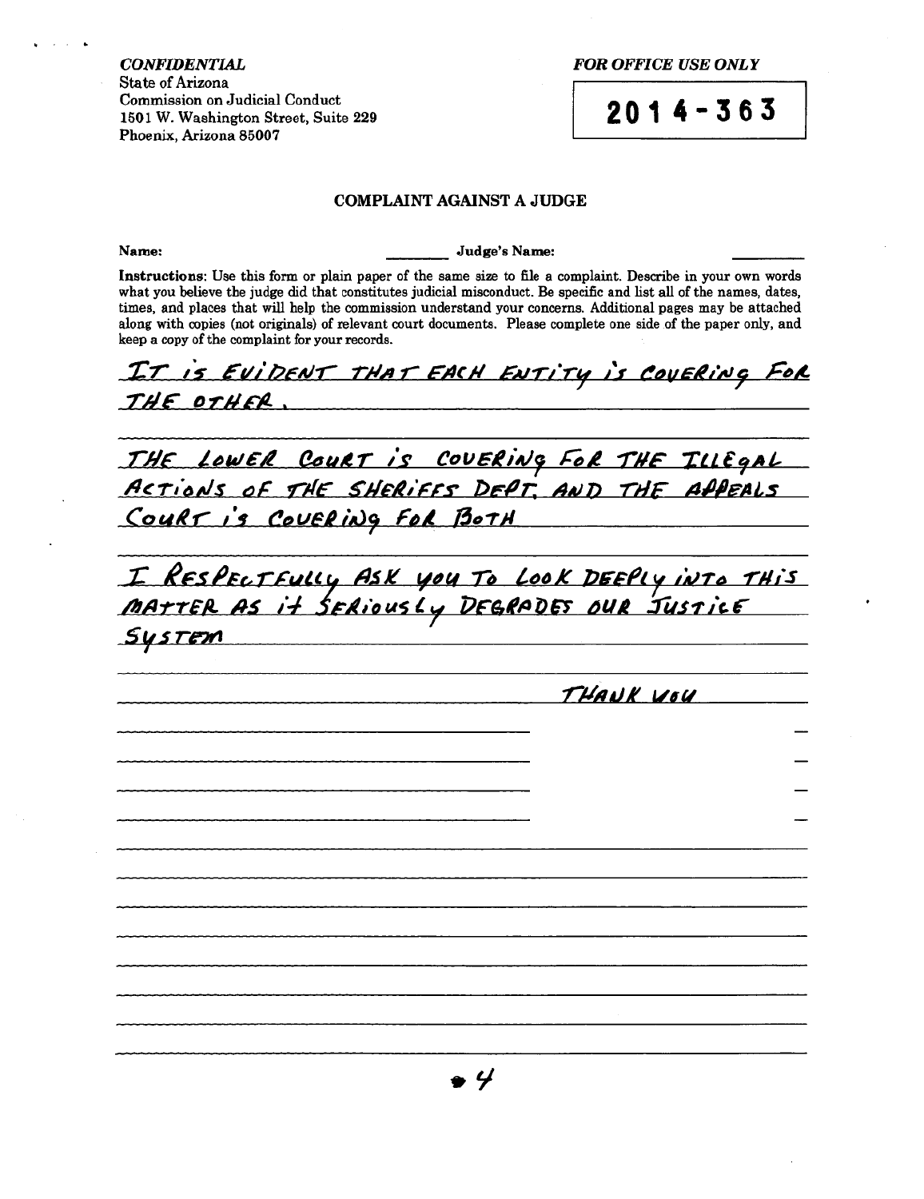*CONFIDENTIAL*
State of Arizona
Commission on Judicial Conduct
1501 W. Washington Street, Suite 229
Phoenix, Arizona 85007

*FOR OFFICE USE ONLY*

**2014-363**

**COMPLAINT AGAINST A JUDGE**

**Name:** \_\_\_\_\_\_\_\_ **Judge's Name:** \_\_\_\_\_\_\_\_

**Instructions**: Use this form or plain paper of the same size to file a complaint. Describe in your own words what you believe the judge did that constitutes judicial misconduct. Be specific and list all of the names, dates, times, and places that will help the commission understand your concerns. Additional pages may be attached along with copies (not originals) of relevant court documents. Please complete one side of the paper only, and keep a copy of the complaint for your records.

IT IS EVIDENT THAT EACH ENTITY IS COVERING FOR THE OTHER.

THE LOWER COURT IS COVERING FOR THE ILLEGAL ACTIONS OF THE SHERIFFS DEPT. AND THE APPEALS COURT IS COVERING FOR BOTH

I RESPECTFULLY ASK YOU TO LOOK DEEPLY INTO THIS MATTER AS IT SERIOUSLY DEGRADES OUR JUSTICE SYSTEM

THANK YOU

4